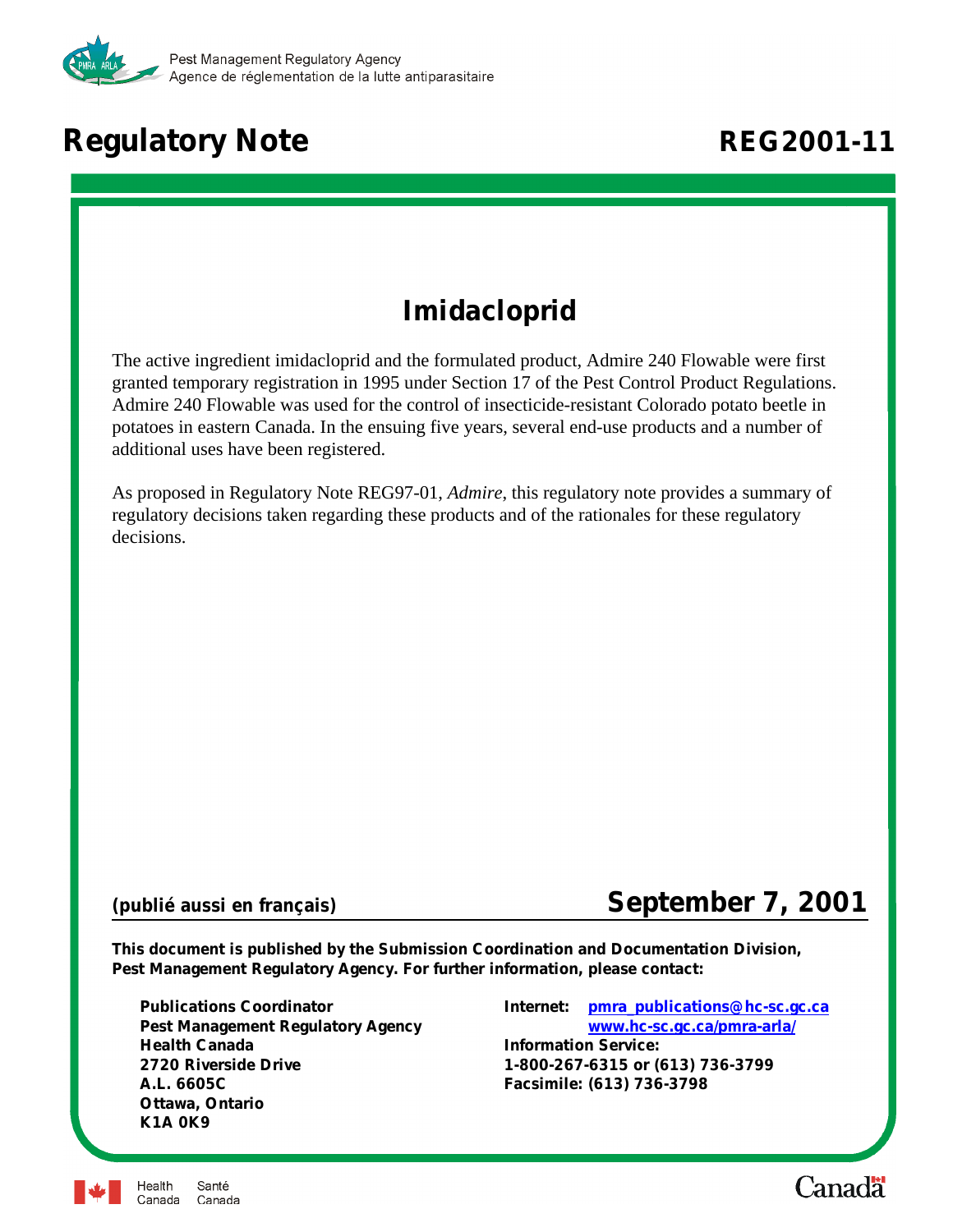Pest Management Regulatory Agency
Agence de réglementation de la lutte antiparasitaire

# Regulatory Note

**REG2001-11**

## Imidacloprid

The active ingredient imidacloprid and the formulated product, Admire 240 Flowable were first granted temporary registration in 1995 under Section 17 of the Pest Control Product Regulations. Admire 240 Flowable was used for the control of insecticide-resistant Colorado potato beetle in potatoes in eastern Canada. In the ensuing five years, several end-use products and a number of additional uses have been registered.

As proposed in Regulatory Note REG97-01, *Admire*, this regulatory note provides a summary of regulatory decisions taken regarding these products and of the rationales for these regulatory decisions.

**(publié aussi en français)**

**September 7, 2001**

**This document is published by the Submission Coordination and Documentation Division, Pest Management Regulatory Agency. For further information, please contact:**

**Publications Coordinator**
**Pest Management Regulatory Agency**
**Health Canada**
**2720 Riverside Drive**
**A.L. 6605C**
**Ottawa, Ontario**
**K1A 0K9**

**Internet:** pmra_publications@hc-sc.gc.ca
www.hc-sc.gc.ca/pmra-arla/
**Information Service:**
**1-800-267-6315 or (613) 736-3799**
**Facsimile: (613) 736-3798**

Health Canada Santé Canada

Canada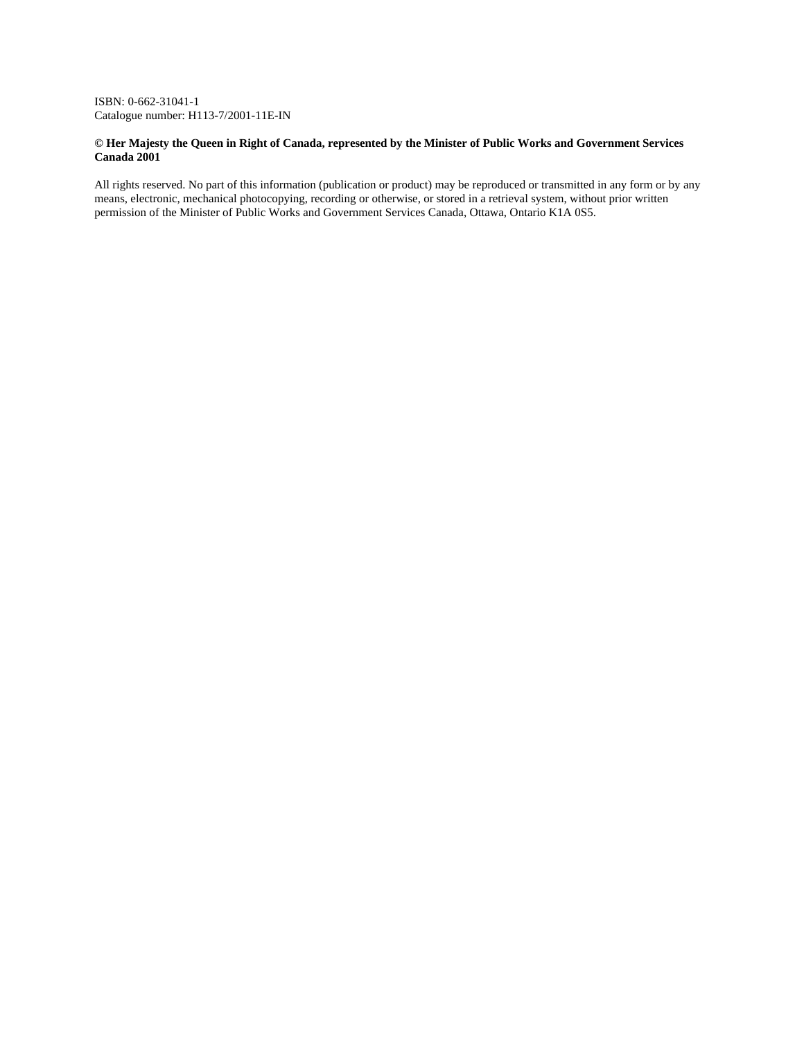ISBN: 0-662-31041-1
Catalogue number: H113-7/2001-11E-IN

**© Her Majesty the Queen in Right of Canada, represented by the Minister of Public Works and Government Services Canada 2001**

All rights reserved. No part of this information (publication or product) may be reproduced or transmitted in any form or by any means, electronic, mechanical photocopying, recording or otherwise, or stored in a retrieval system, without prior written permission of the Minister of Public Works and Government Services Canada, Ottawa, Ontario K1A 0S5.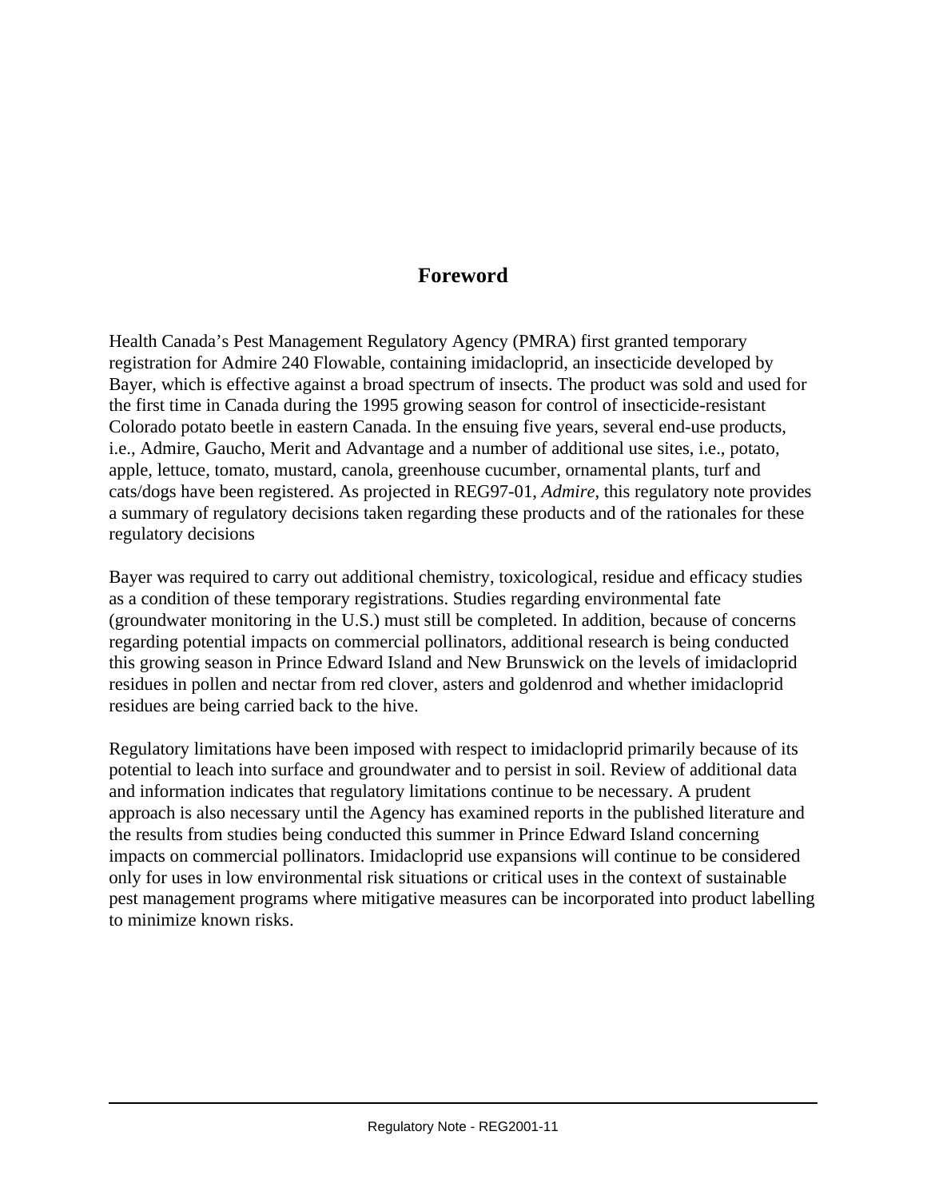# Foreword

Health Canada's Pest Management Regulatory Agency (PMRA) first granted temporary registration for Admire 240 Flowable, containing imidacloprid, an insecticide developed by Bayer, which is effective against a broad spectrum of insects. The product was sold and used for the first time in Canada during the 1995 growing season for control of insecticide-resistant Colorado potato beetle in eastern Canada. In the ensuing five years, several end-use products, i.e., Admire, Gaucho, Merit and Advantage and a number of additional use sites, i.e., potato, apple, lettuce, tomato, mustard, canola, greenhouse cucumber, ornamental plants, turf and cats/dogs have been registered. As projected in REG97-01, *Admire*, this regulatory note provides a summary of regulatory decisions taken regarding these products and of the rationales for these regulatory decisions

Bayer was required to carry out additional chemistry, toxicological, residue and efficacy studies as a condition of these temporary registrations. Studies regarding environmental fate (groundwater monitoring in the U.S.) must still be completed. In addition, because of concerns regarding potential impacts on commercial pollinators, additional research is being conducted this growing season in Prince Edward Island and New Brunswick on the levels of imidacloprid residues in pollen and nectar from red clover, asters and goldenrod and whether imidacloprid residues are being carried back to the hive.

Regulatory limitations have been imposed with respect to imidacloprid primarily because of its potential to leach into surface and groundwater and to persist in soil. Review of additional data and information indicates that regulatory limitations continue to be necessary. A prudent approach is also necessary until the Agency has examined reports in the published literature and the results from studies being conducted this summer in Prince Edward Island concerning impacts on commercial pollinators. Imidacloprid use expansions will continue to be considered only for uses in low environmental risk situations or critical uses in the context of sustainable pest management programs where mitigative measures can be incorporated into product labelling to minimize known risks.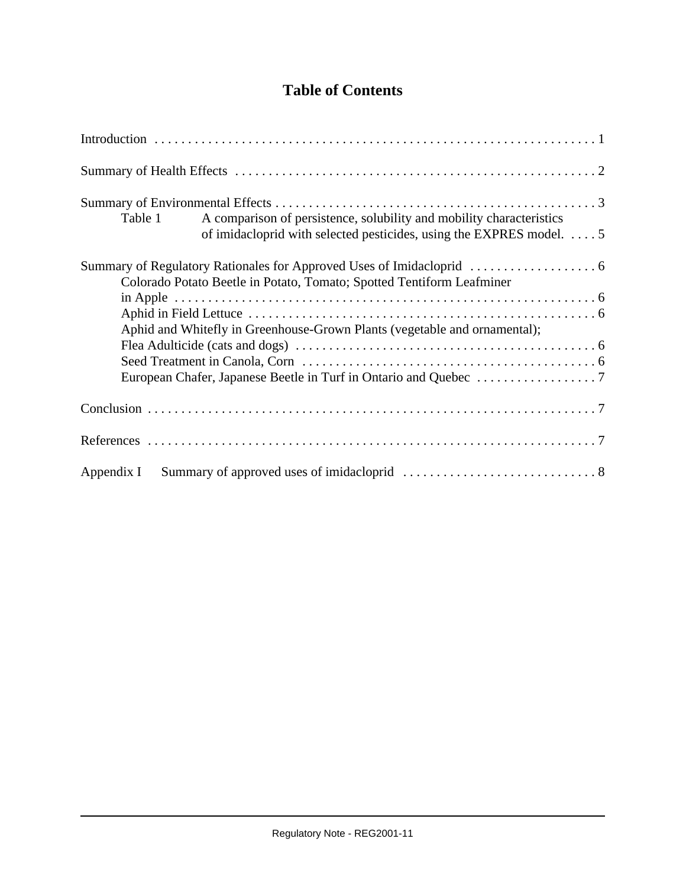# Table of Contents

Introduction . . . . . . . . . . . . . . . . . . . . . . . . . . . . . . . . . . . . . . . . . . . . . . . . . . . . . . . . . . . . . . . . . 1

Summary of Health Effects . . . . . . . . . . . . . . . . . . . . . . . . . . . . . . . . . . . . . . . . . . . . . . . . . . . . . 2

Summary of Environmental Effects . . . . . . . . . . . . . . . . . . . . . . . . . . . . . . . . . . . . . . . . . . . . . . . . 3

- Table 1 A comparison of persistence, solubility and mobility characteristics of imidacloprid with selected pesticides, using the EXPRES model. . . . . 5

Summary of Regulatory Rationales for Approved Uses of Imidacloprid . . . . . . . . . . . . . . . . . . . 6

- Colorado Potato Beetle in Potato, Tomato; Spotted Tentiform Leafminer in Apple . . . . . . . . . . . . . . . . . . . . . . . . . . . . . . . . . . . . . . . . . . . . . . . . . . . . . . . . . . . . . . . . 6
- Aphid in Field Lettuce . . . . . . . . . . . . . . . . . . . . . . . . . . . . . . . . . . . . . . . . . . . . . . . . . . . . . 6
- Aphid and Whitefly in Greenhouse-Grown Plants (vegetable and ornamental); Flea Adulticide (cats and dogs) . . . . . . . . . . . . . . . . . . . . . . . . . . . . . . . . . . . . . . . . . . . . . 6
- Seed Treatment in Canola, Corn . . . . . . . . . . . . . . . . . . . . . . . . . . . . . . . . . . . . . . . . . . . . 6
- European Chafer, Japanese Beetle in Turf in Ontario and Quebec . . . . . . . . . . . . . . . . . . 7

Conclusion . . . . . . . . . . . . . . . . . . . . . . . . . . . . . . . . . . . . . . . . . . . . . . . . . . . . . . . . . . . . . . . . . . 7

References . . . . . . . . . . . . . . . . . . . . . . . . . . . . . . . . . . . . . . . . . . . . . . . . . . . . . . . . . . . . . . . . . . 7

Appendix I Summary of approved uses of imidacloprid . . . . . . . . . . . . . . . . . . . . . . . . . . . . . 8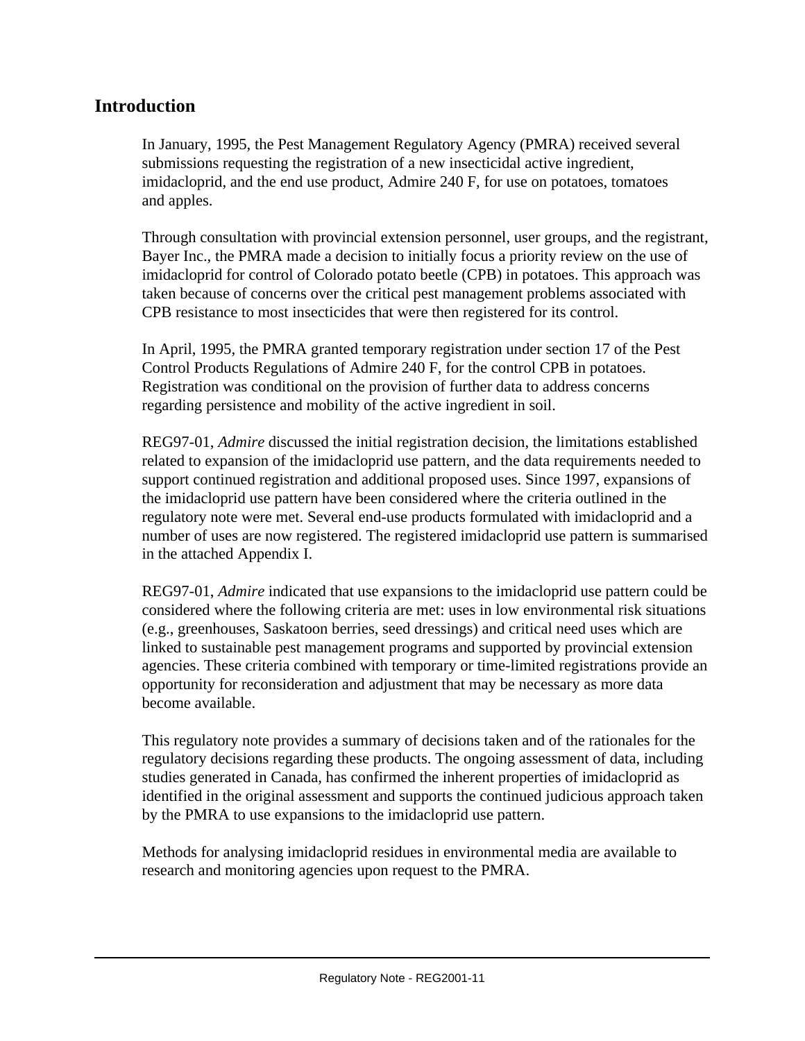## Introduction

In January, 1995, the Pest Management Regulatory Agency (PMRA) received several submissions requesting the registration of a new insecticidal active ingredient, imidacloprid, and the end use product, Admire 240 F, for use on potatoes, tomatoes and apples.

Through consultation with provincial extension personnel, user groups, and the registrant, Bayer Inc., the PMRA made a decision to initially focus a priority review on the use of imidacloprid for control of Colorado potato beetle (CPB) in potatoes. This approach was taken because of concerns over the critical pest management problems associated with CPB resistance to most insecticides that were then registered for its control.

In April, 1995, the PMRA granted temporary registration under section 17 of the Pest Control Products Regulations of Admire 240 F, for the control CPB in potatoes. Registration was conditional on the provision of further data to address concerns regarding persistence and mobility of the active ingredient in soil.

REG97-01, *Admire* discussed the initial registration decision, the limitations established related to expansion of the imidacloprid use pattern, and the data requirements needed to support continued registration and additional proposed uses. Since 1997, expansions of the imidacloprid use pattern have been considered where the criteria outlined in the regulatory note were met. Several end-use products formulated with imidacloprid and a number of uses are now registered. The registered imidacloprid use pattern is summarised in the attached Appendix I.

REG97-01, *Admire* indicated that use expansions to the imidacloprid use pattern could be considered where the following criteria are met: uses in low environmental risk situations (e.g., greenhouses, Saskatoon berries, seed dressings) and critical need uses which are linked to sustainable pest management programs and supported by provincial extension agencies. These criteria combined with temporary or time-limited registrations provide an opportunity for reconsideration and adjustment that may be necessary as more data become available.

This regulatory note provides a summary of decisions taken and of the rationales for the regulatory decisions regarding these products. The ongoing assessment of data, including studies generated in Canada, has confirmed the inherent properties of imidacloprid as identified in the original assessment and supports the continued judicious approach taken by the PMRA to use expansions to the imidacloprid use pattern.

Methods for analysing imidacloprid residues in environmental media are available to research and monitoring agencies upon request to the PMRA.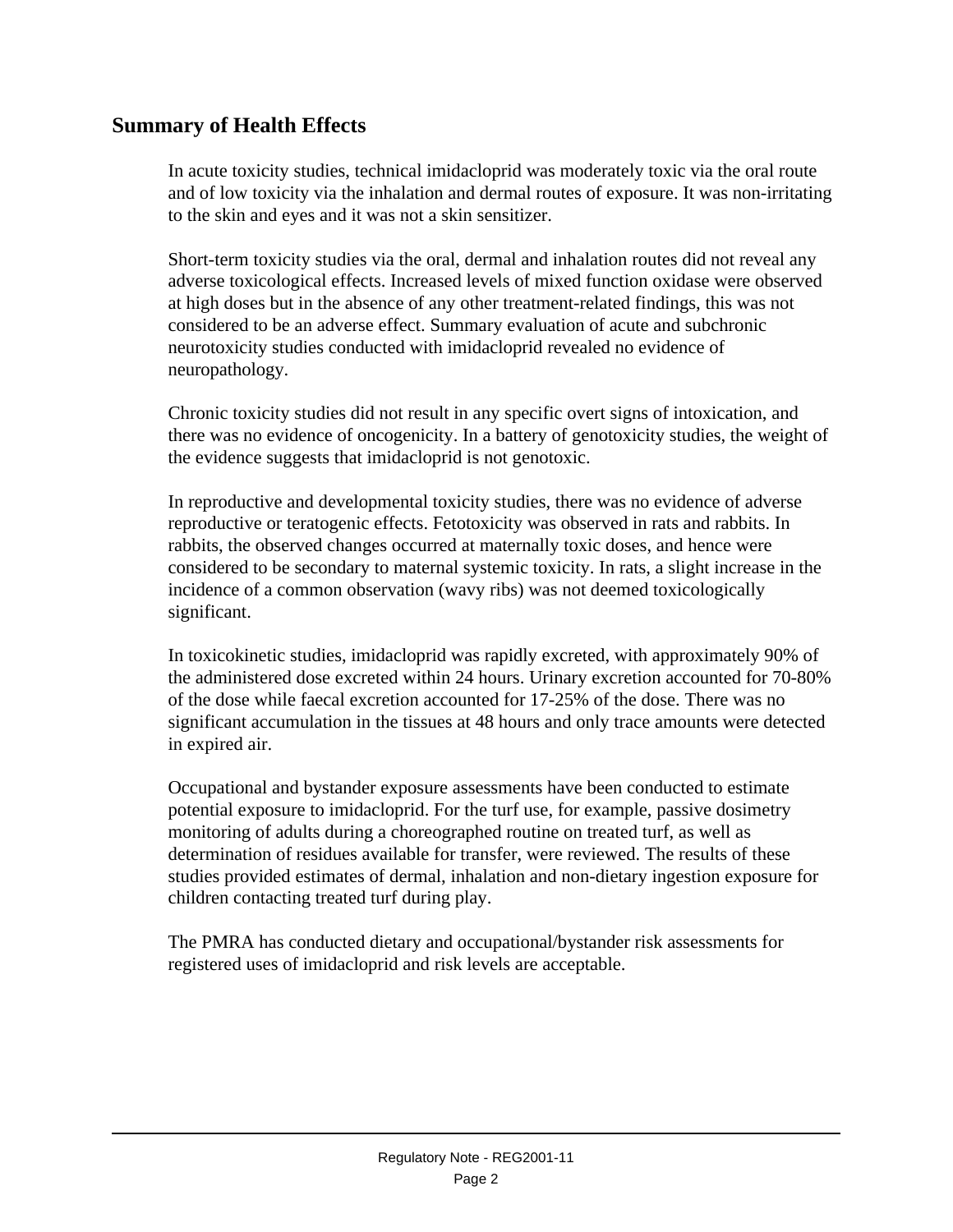## Summary of Health Effects

In acute toxicity studies, technical imidacloprid was moderately toxic via the oral route and of low toxicity via the inhalation and dermal routes of exposure. It was non-irritating to the skin and eyes and it was not a skin sensitizer.

Short-term toxicity studies via the oral, dermal and inhalation routes did not reveal any adverse toxicological effects. Increased levels of mixed function oxidase were observed at high doses but in the absence of any other treatment-related findings, this was not considered to be an adverse effect. Summary evaluation of acute and subchronic neurotoxicity studies conducted with imidacloprid revealed no evidence of neuropathology.

Chronic toxicity studies did not result in any specific overt signs of intoxication, and there was no evidence of oncogenicity. In a battery of genotoxicity studies, the weight of the evidence suggests that imidacloprid is not genotoxic.

In reproductive and developmental toxicity studies, there was no evidence of adverse reproductive or teratogenic effects. Fetotoxicity was observed in rats and rabbits. In rabbits, the observed changes occurred at maternally toxic doses, and hence were considered to be secondary to maternal systemic toxicity. In rats, a slight increase in the incidence of a common observation (wavy ribs) was not deemed toxicologically significant.

In toxicokinetic studies, imidacloprid was rapidly excreted, with approximately 90% of the administered dose excreted within 24 hours. Urinary excretion accounted for 70-80% of the dose while faecal excretion accounted for 17-25% of the dose. There was no significant accumulation in the tissues at 48 hours and only trace amounts were detected in expired air.

Occupational and bystander exposure assessments have been conducted to estimate potential exposure to imidacloprid. For the turf use, for example, passive dosimetry monitoring of adults during a choreographed routine on treated turf, as well as determination of residues available for transfer, were reviewed. The results of these studies provided estimates of dermal, inhalation and non-dietary ingestion exposure for children contacting treated turf during play.

The PMRA has conducted dietary and occupational/bystander risk assessments for registered uses of imidacloprid and risk levels are acceptable.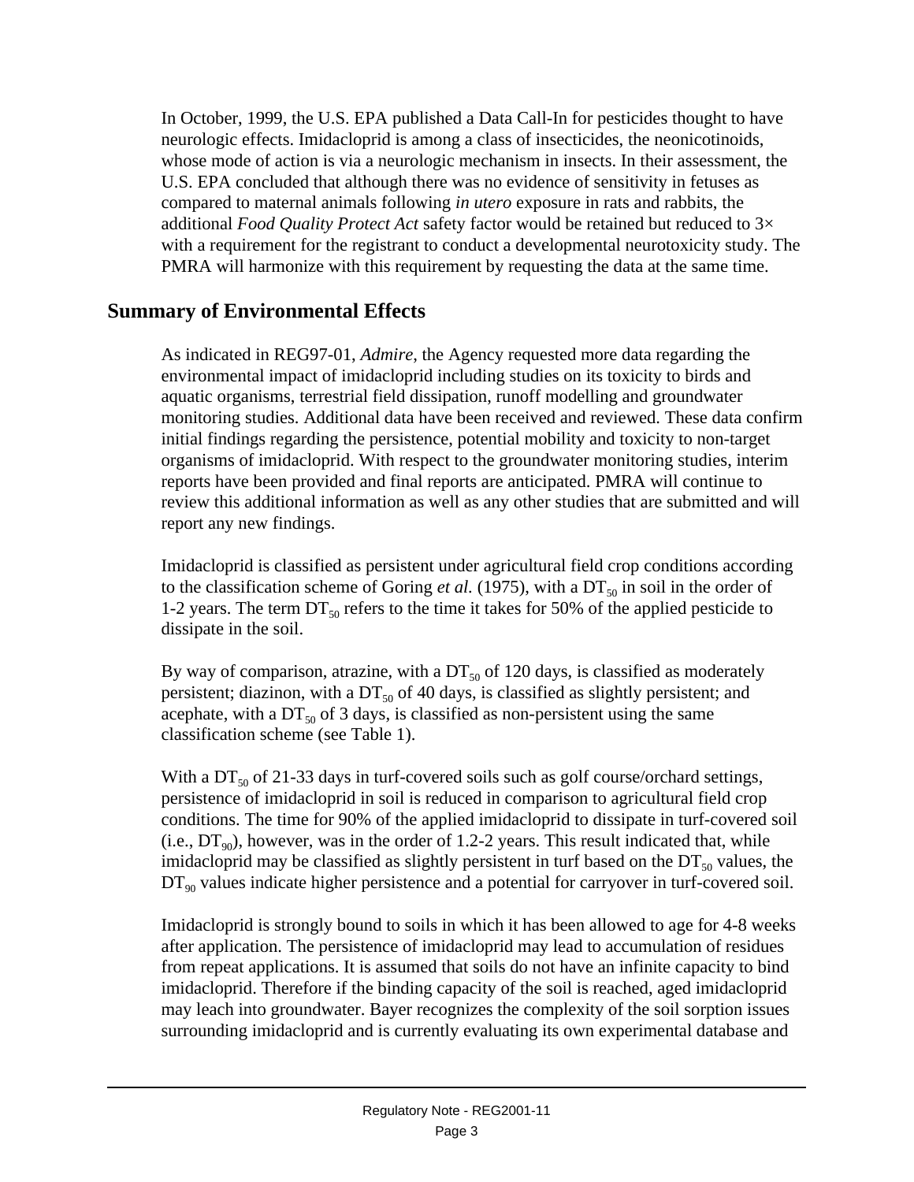In October, 1999, the U.S. EPA published a Data Call-In for pesticides thought to have neurologic effects. Imidacloprid is among a class of insecticides, the neonicotinoids, whose mode of action is via a neurologic mechanism in insects. In their assessment, the U.S. EPA concluded that although there was no evidence of sensitivity in fetuses as compared to maternal animals following *in utero* exposure in rats and rabbits, the additional *Food Quality Protect Act* safety factor would be retained but reduced to 3× with a requirement for the registrant to conduct a developmental neurotoxicity study. The PMRA will harmonize with this requirement by requesting the data at the same time.

## Summary of Environmental Effects

As indicated in REG97-01, *Admire*, the Agency requested more data regarding the environmental impact of imidacloprid including studies on its toxicity to birds and aquatic organisms, terrestrial field dissipation, runoff modelling and groundwater monitoring studies. Additional data have been received and reviewed. These data confirm initial findings regarding the persistence, potential mobility and toxicity to non-target organisms of imidacloprid. With respect to the groundwater monitoring studies, interim reports have been provided and final reports are anticipated. PMRA will continue to review this additional information as well as any other studies that are submitted and will report any new findings.

Imidacloprid is classified as persistent under agricultural field crop conditions according to the classification scheme of Goring *et al.* (1975), with a $DT_{50}$ in soil in the order of 1-2 years. The term $DT_{50}$ refers to the time it takes for 50% of the applied pesticide to dissipate in the soil.

By way of comparison, atrazine, with a $DT_{50}$ of 120 days, is classified as moderately persistent; diazinon, with a $DT_{50}$ of 40 days, is classified as slightly persistent; and acephate, with a $DT_{50}$ of 3 days, is classified as non-persistent using the same classification scheme (see Table 1).

With a $DT_{50}$ of 21-33 days in turf-covered soils such as golf course/orchard settings, persistence of imidacloprid in soil is reduced in comparison to agricultural field crop conditions. The time for 90% of the applied imidacloprid to dissipate in turf-covered soil (i.e., $DT_{90}$), however, was in the order of 1.2-2 years. This result indicated that, while imidacloprid may be classified as slightly persistent in turf based on the $DT_{50}$ values, the $DT_{90}$ values indicate higher persistence and a potential for carryover in turf-covered soil.

Imidacloprid is strongly bound to soils in which it has been allowed to age for 4-8 weeks after application. The persistence of imidacloprid may lead to accumulation of residues from repeat applications. It is assumed that soils do not have an infinite capacity to bind imidacloprid. Therefore if the binding capacity of the soil is reached, aged imidacloprid may leach into groundwater. Bayer recognizes the complexity of the soil sorption issues surrounding imidacloprid and is currently evaluating its own experimental database and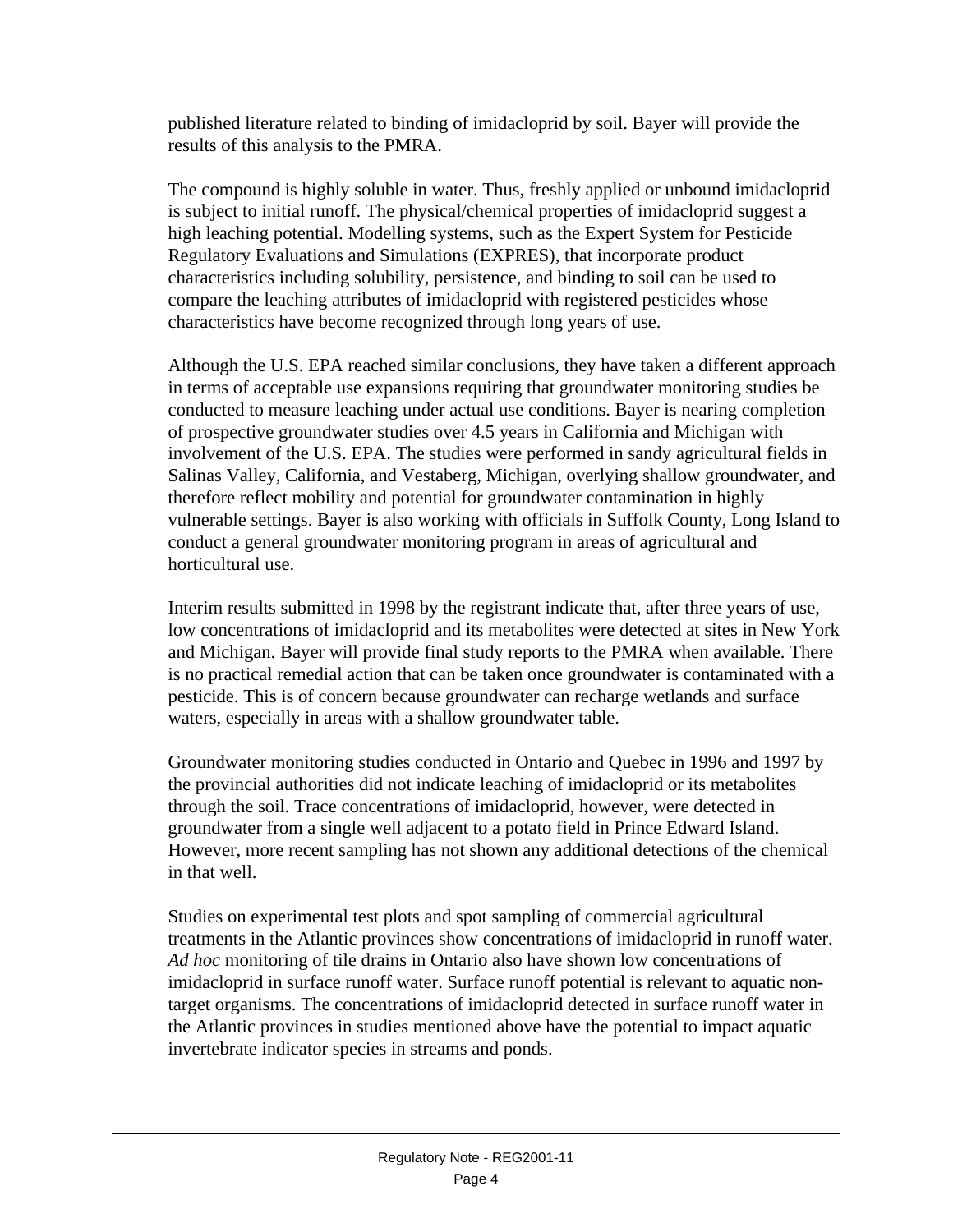published literature related to binding of imidacloprid by soil. Bayer will provide the results of this analysis to the PMRA.

The compound is highly soluble in water. Thus, freshly applied or unbound imidacloprid is subject to initial runoff. The physical/chemical properties of imidacloprid suggest a high leaching potential. Modelling systems, such as the Expert System for Pesticide Regulatory Evaluations and Simulations (EXPRES), that incorporate product characteristics including solubility, persistence, and binding to soil can be used to compare the leaching attributes of imidacloprid with registered pesticides whose characteristics have become recognized through long years of use.

Although the U.S. EPA reached similar conclusions, they have taken a different approach in terms of acceptable use expansions requiring that groundwater monitoring studies be conducted to measure leaching under actual use conditions. Bayer is nearing completion of prospective groundwater studies over 4.5 years in California and Michigan with involvement of the U.S. EPA. The studies were performed in sandy agricultural fields in Salinas Valley, California, and Vestaberg, Michigan, overlying shallow groundwater, and therefore reflect mobility and potential for groundwater contamination in highly vulnerable settings. Bayer is also working with officials in Suffolk County, Long Island to conduct a general groundwater monitoring program in areas of agricultural and horticultural use.

Interim results submitted in 1998 by the registrant indicate that, after three years of use, low concentrations of imidacloprid and its metabolites were detected at sites in New York and Michigan. Bayer will provide final study reports to the PMRA when available. There is no practical remedial action that can be taken once groundwater is contaminated with a pesticide. This is of concern because groundwater can recharge wetlands and surface waters, especially in areas with a shallow groundwater table.

Groundwater monitoring studies conducted in Ontario and Quebec in 1996 and 1997 by the provincial authorities did not indicate leaching of imidacloprid or its metabolites through the soil. Trace concentrations of imidacloprid, however, were detected in groundwater from a single well adjacent to a potato field in Prince Edward Island. However, more recent sampling has not shown any additional detections of the chemical in that well.

Studies on experimental test plots and spot sampling of commercial agricultural treatments in the Atlantic provinces show concentrations of imidacloprid in runoff water. *Ad hoc* monitoring of tile drains in Ontario also have shown low concentrations of imidacloprid in surface runoff water. Surface runoff potential is relevant to aquatic non-target organisms. The concentrations of imidacloprid detected in surface runoff water in the Atlantic provinces in studies mentioned above have the potential to impact aquatic invertebrate indicator species in streams and ponds.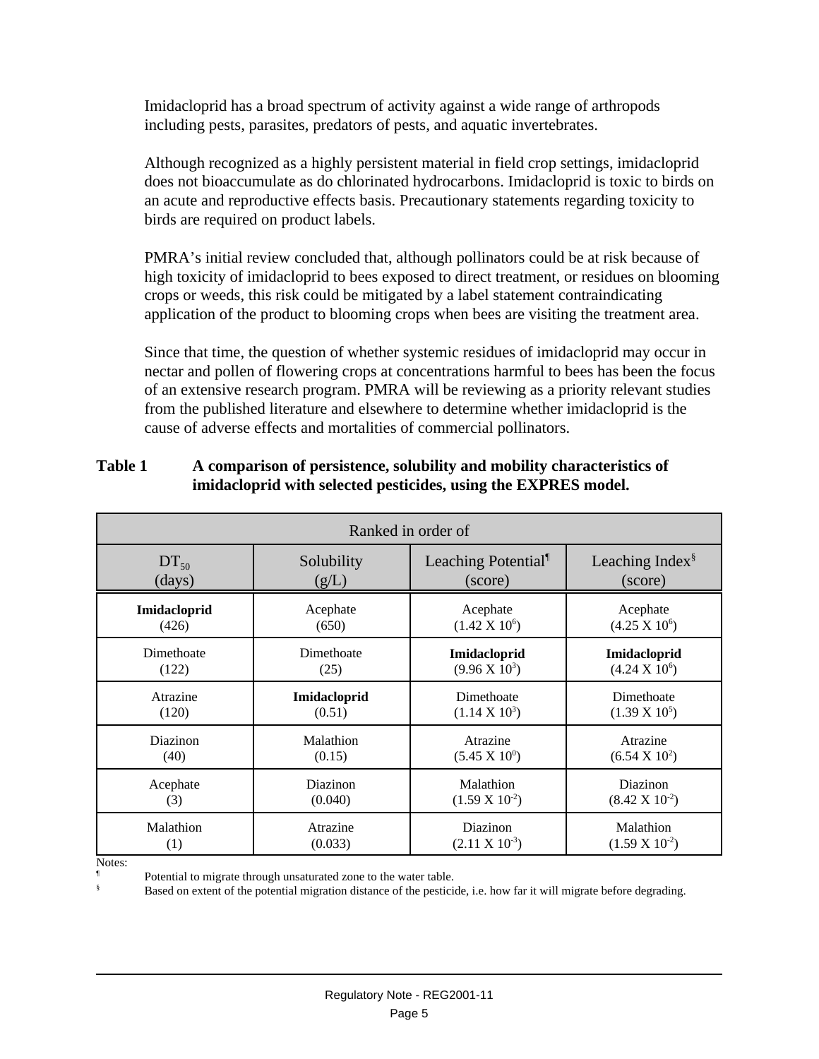Imidacloprid has a broad spectrum of activity against a wide range of arthropods including pests, parasites, predators of pests, and aquatic invertebrates.

Although recognized as a highly persistent material in field crop settings, imidacloprid does not bioaccumulate as do chlorinated hydrocarbons. Imidacloprid is toxic to birds on an acute and reproductive effects basis. Precautionary statements regarding toxicity to birds are required on product labels.

PMRA's initial review concluded that, although pollinators could be at risk because of high toxicity of imidacloprid to bees exposed to direct treatment, or residues on blooming crops or weeds, this risk could be mitigated by a label statement contraindicating application of the product to blooming crops when bees are visiting the treatment area.

Since that time, the question of whether systemic residues of imidacloprid may occur in nectar and pollen of flowering crops at concentrations harmful to bees has been the focus of an extensive research program. PMRA will be reviewing as a priority relevant studies from the published literature and elsewhere to determine whether imidacloprid is the cause of adverse effects and mortalities of commercial pollinators.

**Table 1 A comparison of persistence, solubility and mobility characteristics of imidacloprid with selected pesticides, using the EXPRES model.**

| Ranked in order of | | | |
|---|---|---|---|
| $DT_{50}$ (days) | Solubility (g/L) | Leaching Potential[¶] (score) | Leaching Index[§] (score) |
| **Imidacloprid** (426) | Acephate (650) | Acephate ($1.42 \times 10^{6}$) | Acephate ($4.25 \times 10^{6}$) |
| Dimethoate (122) | Dimethoate (25) | **Imidacloprid** ($9.96 \times 10^{3}$) | **Imidacloprid** ($4.24 \times 10^{6}$) |
| Atrazine (120) | **Imidacloprid** (0.51) | Dimethoate ($1.14 \times 10^{3}$) | Dimethoate ($1.39 \times 10^{5}$) |
| Diazinon (40) | Malathion (0.15) | Atrazine ($5.45 \times 10^{0}$) | Atrazine ($6.54 \times 10^{2}$) |
| Acephate (3) | Diazinon (0.040) | Malathion ($1.59 \times 10^{-2}$) | Diazinon ($8.42 \times 10^{-2}$) |
| Malathion (1) | Atrazine (0.033) | Diazinon ($2.11 \times 10^{-3}$) | Malathion ($1.59 \times 10^{-2}$) |

Notes:

¶ Potential to migrate through unsaturated zone to the water table.

§ Based on extent of the potential migration distance of the pesticide, i.e. how far it will migrate before degrading.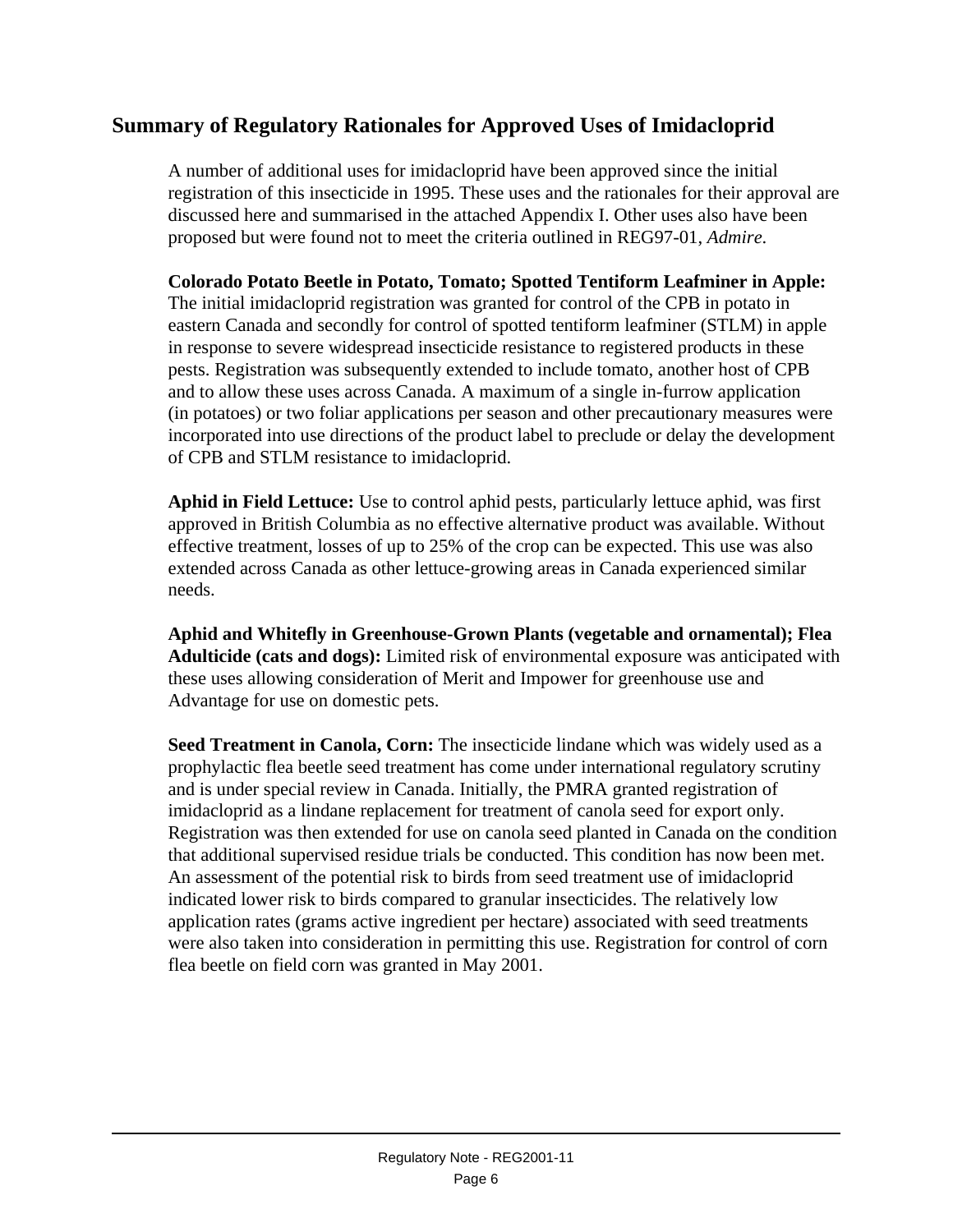## Summary of Regulatory Rationales for Approved Uses of Imidacloprid

A number of additional uses for imidacloprid have been approved since the initial registration of this insecticide in 1995. These uses and the rationales for their approval are discussed here and summarised in the attached Appendix I. Other uses also have been proposed but were found not to meet the criteria outlined in REG97-01, *Admire.*

**Colorado Potato Beetle in Potato, Tomato; Spotted Tentiform Leafminer in Apple:** The initial imidacloprid registration was granted for control of the CPB in potato in eastern Canada and secondly for control of spotted tentiform leafminer (STLM) in apple in response to severe widespread insecticide resistance to registered products in these pests. Registration was subsequently extended to include tomato, another host of CPB and to allow these uses across Canada. A maximum of a single in-furrow application (in potatoes) or two foliar applications per season and other precautionary measures were incorporated into use directions of the product label to preclude or delay the development of CPB and STLM resistance to imidacloprid.

**Aphid in Field Lettuce:** Use to control aphid pests, particularly lettuce aphid, was first approved in British Columbia as no effective alternative product was available. Without effective treatment, losses of up to 25% of the crop can be expected. This use was also extended across Canada as other lettuce-growing areas in Canada experienced similar needs.

**Aphid and Whitefly in Greenhouse-Grown Plants (vegetable and ornamental); Flea Adulticide (cats and dogs):** Limited risk of environmental exposure was anticipated with these uses allowing consideration of Merit and Impower for greenhouse use and Advantage for use on domestic pets.

**Seed Treatment in Canola, Corn:** The insecticide lindane which was widely used as a prophylactic flea beetle seed treatment has come under international regulatory scrutiny and is under special review in Canada. Initially, the PMRA granted registration of imidacloprid as a lindane replacement for treatment of canola seed for export only. Registration was then extended for use on canola seed planted in Canada on the condition that additional supervised residue trials be conducted. This condition has now been met. An assessment of the potential risk to birds from seed treatment use of imidacloprid indicated lower risk to birds compared to granular insecticides. The relatively low application rates (grams active ingredient per hectare) associated with seed treatments were also taken into consideration in permitting this use. Registration for control of corn flea beetle on field corn was granted in May 2001.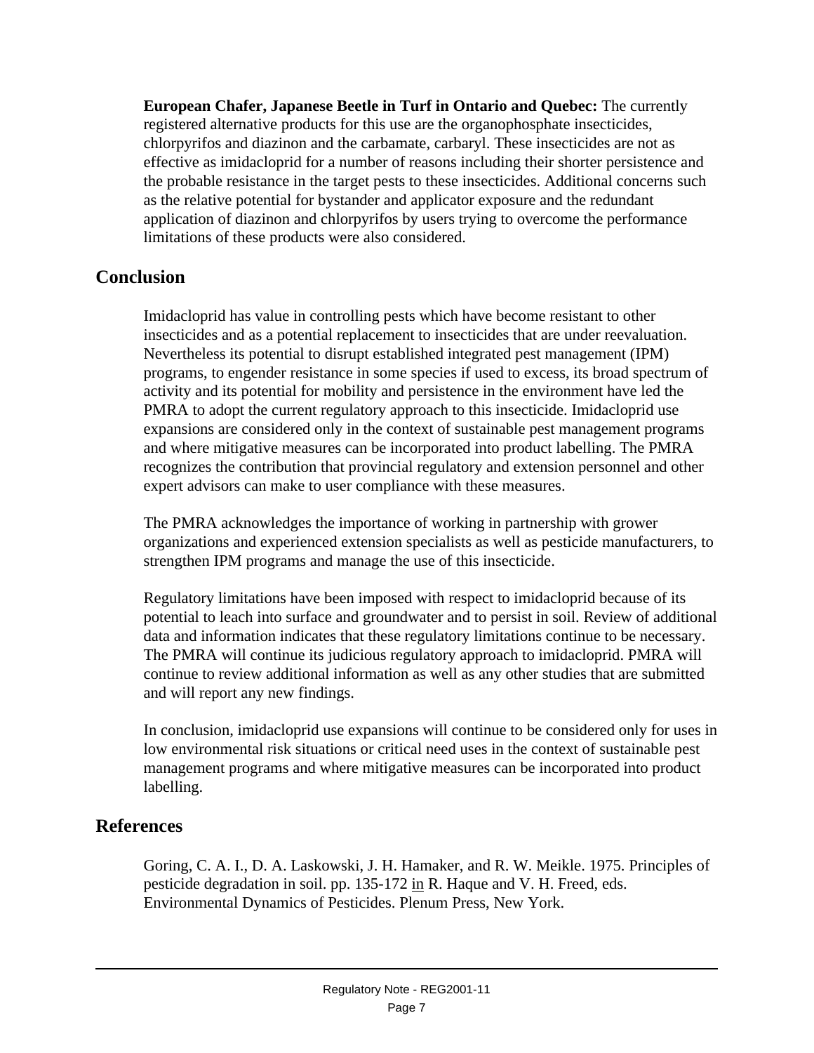**European Chafer, Japanese Beetle in Turf in Ontario and Quebec:** The currently registered alternative products for this use are the organophosphate insecticides, chlorpyrifos and diazinon and the carbamate, carbaryl. These insecticides are not as effective as imidacloprid for a number of reasons including their shorter persistence and the probable resistance in the target pests to these insecticides. Additional concerns such as the relative potential for bystander and applicator exposure and the redundant application of diazinon and chlorpyrifos by users trying to overcome the performance limitations of these products were also considered.

## Conclusion

Imidacloprid has value in controlling pests which have become resistant to other insecticides and as a potential replacement to insecticides that are under reevaluation. Nevertheless its potential to disrupt established integrated pest management (IPM) programs, to engender resistance in some species if used to excess, its broad spectrum of activity and its potential for mobility and persistence in the environment have led the PMRA to adopt the current regulatory approach to this insecticide. Imidacloprid use expansions are considered only in the context of sustainable pest management programs and where mitigative measures can be incorporated into product labelling. The PMRA recognizes the contribution that provincial regulatory and extension personnel and other expert advisors can make to user compliance with these measures.

The PMRA acknowledges the importance of working in partnership with grower organizations and experienced extension specialists as well as pesticide manufacturers, to strengthen IPM programs and manage the use of this insecticide.

Regulatory limitations have been imposed with respect to imidacloprid because of its potential to leach into surface and groundwater and to persist in soil. Review of additional data and information indicates that these regulatory limitations continue to be necessary. The PMRA will continue its judicious regulatory approach to imidacloprid. PMRA will continue to review additional information as well as any other studies that are submitted and will report any new findings.

In conclusion, imidacloprid use expansions will continue to be considered only for uses in low environmental risk situations or critical need uses in the context of sustainable pest management programs and where mitigative measures can be incorporated into product labelling.

## References

Goring, C. A. I., D. A. Laskowski, J. H. Hamaker, and R. W. Meikle. 1975. Principles of pesticide degradation in soil. pp. 135-172 in R. Haque and V. H. Freed, eds. Environmental Dynamics of Pesticides. Plenum Press, New York.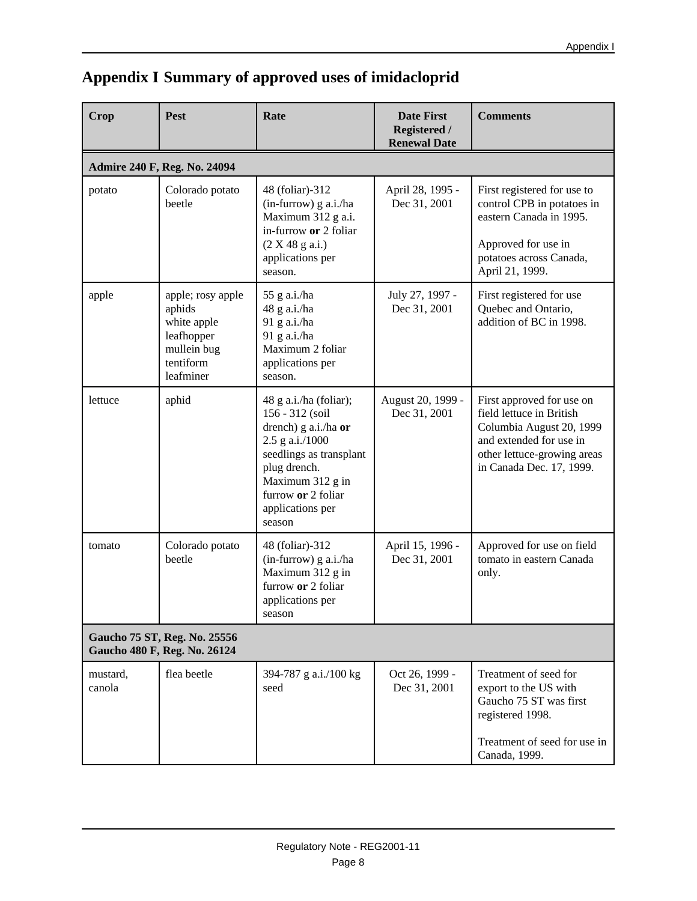# Appendix I Summary of approved uses of imidacloprid

| Crop | Pest | Rate | Date First Registered / Renewal Date | Comments |
|---|---|---|---|---|
| **Admire 240 F, Reg. No. 24094** | | | | |
| potato | Colorado potato beetle | 48 (foliar)-312 (in-furrow) g a.i./ha Maximum 312 g a.i. in-furrow **or** 2 foliar (2 X 48 g a.i.) applications per season. | April 28, 1995 - Dec 31, 2001 | First registered for use to control CPB in potatoes in eastern Canada in 1995. Approved for use in potatoes across Canada, April 21, 1999. |
| apple | apple; rosy apple aphids white apple leafhopper mullein bug tentiform leafminer | 55 g a.i./ha 48 g a.i./ha 91 g a.i./ha 91 g a.i./ha Maximum 2 foliar applications per season. | July 27, 1997 - Dec 31, 2001 | First registered for use Quebec and Ontario, addition of BC in 1998. |
| lettuce | aphid | 48 g a.i./ha (foliar); 156 - 312 (soil drench) g a.i./ha **or** 2.5 g a.i./1000 seedlings as transplant plug drench. Maximum 312 g in furrow **or** 2 foliar applications per season | August 20, 1999 - Dec 31, 2001 | First approved for use on field lettuce in British Columbia August 20, 1999 and extended for use in other lettuce-growing areas in Canada Dec. 17, 1999. |
| tomato | Colorado potato beetle | 48 (foliar)-312 (in-furrow) g a.i./ha Maximum 312 g in furrow **or** 2 foliar applications per season | April 15, 1996 - Dec 31, 2001 | Approved for use on field tomato in eastern Canada only. |
| **Gaucho 75 ST, Reg. No. 25556 Gaucho 480 F, Reg. No. 26124** | | | | |
| mustard, canola | flea beetle | 394-787 g a.i./100 kg seed | Oct 26, 1999 - Dec 31, 2001 | Treatment of seed for export to the US with Gaucho 75 ST was first registered 1998. Treatment of seed for use in Canada, 1999. |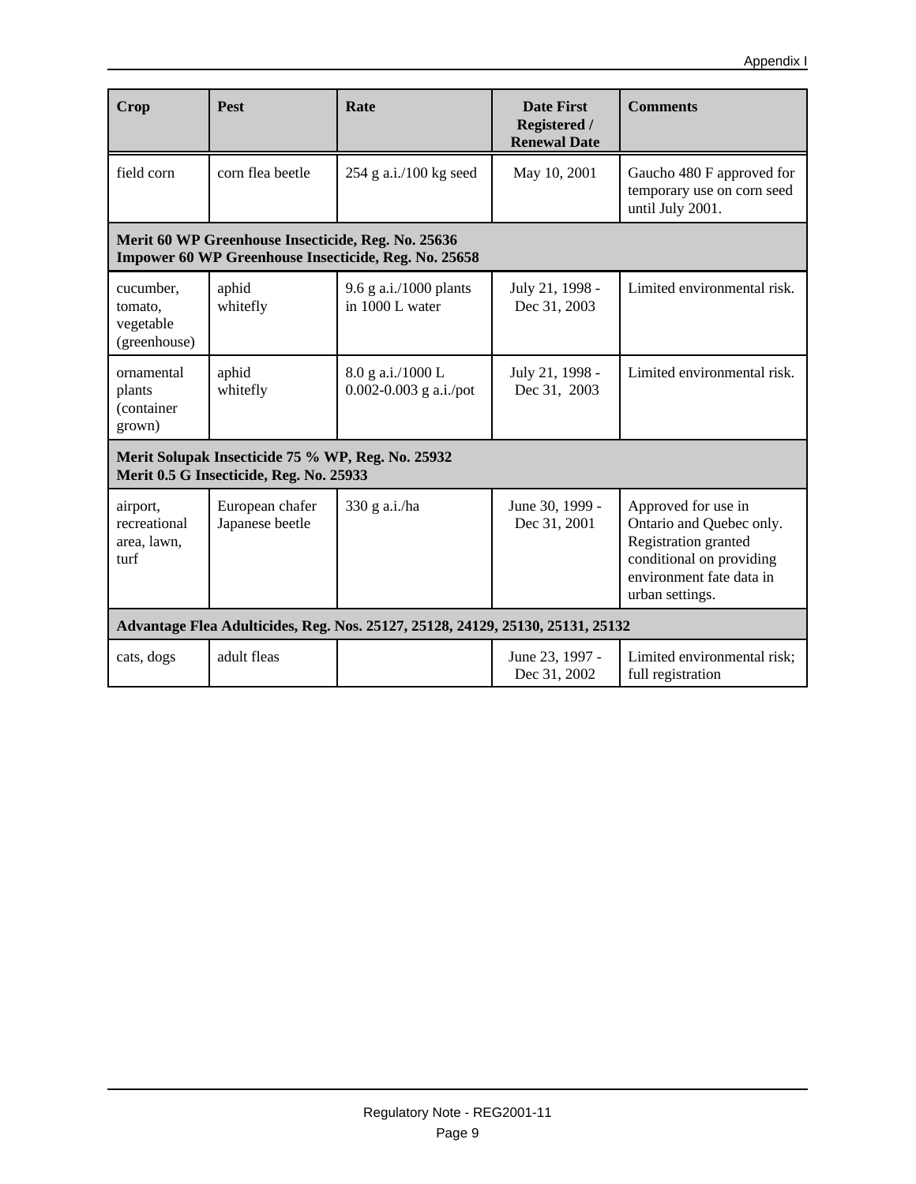| Crop | Pest | Rate | Date First Registered / Renewal Date | Comments |
|---|---|---|---|---|
| field corn | corn flea beetle | 254 g a.i./100 kg seed | May 10, 2001 | Gaucho 480 F approved for temporary use on corn seed until July 2001. |
| **Merit 60 WP Greenhouse Insecticide, Reg. No. 25636 Impower 60 WP Greenhouse Insecticide, Reg. No. 25658** | | | | |
| cucumber, tomato, vegetable (greenhouse) | aphid whitefly | 9.6 g a.i./1000 plants in 1000 L water | July 21, 1998 - Dec 31, 2003 | Limited environmental risk. |
| ornamental plants (container grown) | aphid whitefly | 8.0 g a.i./1000 L 0.002-0.003 g a.i./pot | July 21, 1998 - Dec 31, 2003 | Limited environmental risk. |
| **Merit Solupak Insecticide 75 % WP, Reg. No. 25932 Merit 0.5 G Insecticide, Reg. No. 25933** | | | | |
| airport, recreational area, lawn, turf | European chafer Japanese beetle | 330 g a.i./ha | June 30, 1999 - Dec 31, 2001 | Approved for use in Ontario and Quebec only. Registration granted conditional on providing environment fate data in urban settings. |
| **Advantage Flea Adulticides, Reg. Nos. 25127, 25128, 24129, 25130, 25131, 25132** | | | | |
| cats, dogs | adult fleas | | June 23, 1997 - Dec 31, 2002 | Limited environmental risk; full registration |